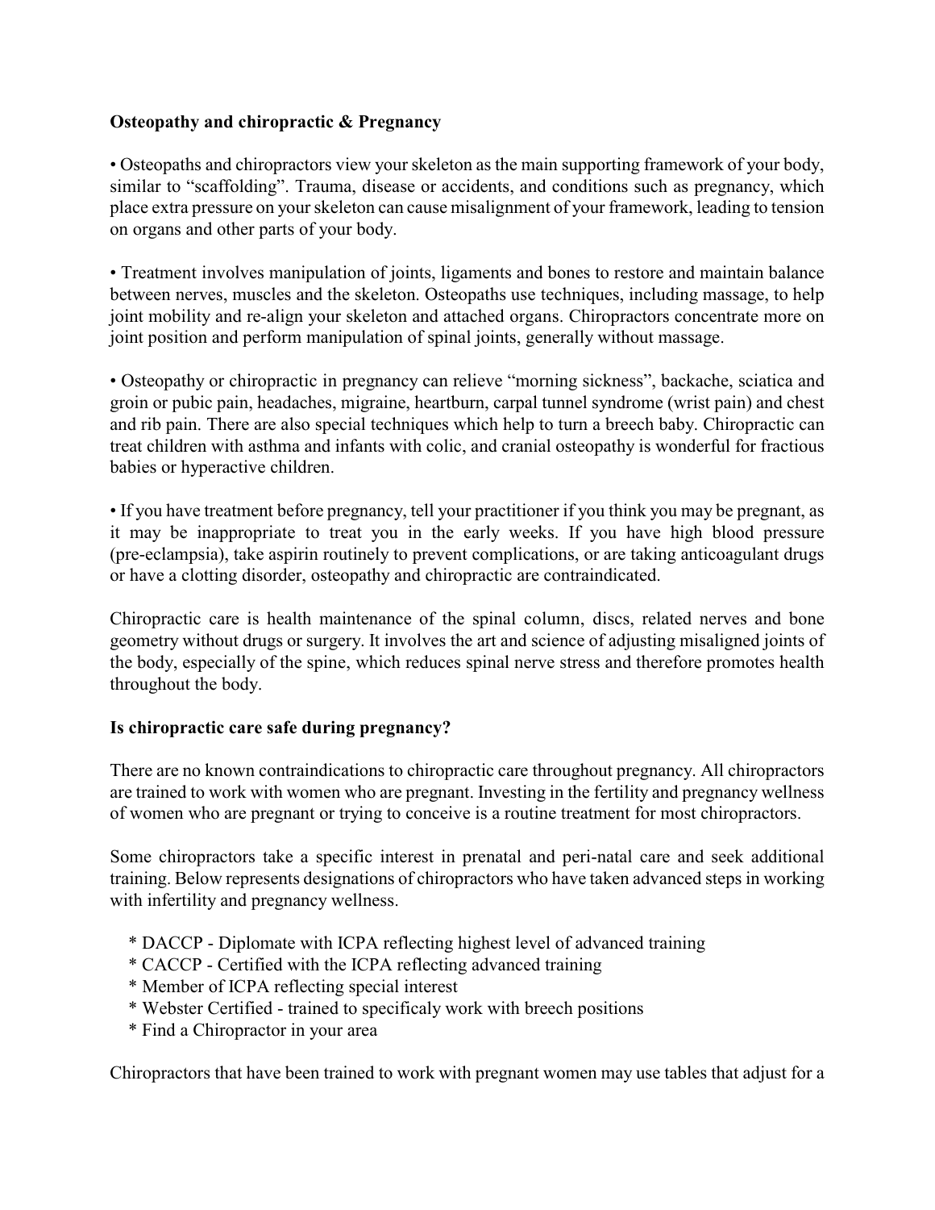**Osteopathy and chiropractic & Pregnancy**

• Osteopaths and chiropractors view your skeleton as the main supporting framework of your body, similar to "scaffolding". Trauma, disease or accidents, and conditions such as pregnancy, which place extra pressure on your skeleton can cause misalignment of your framework, leading to tension on organs and other parts of your body.

• Treatment involves manipulation of joints, ligaments and bones to restore and maintain balance between nerves, muscles and the skeleton. Osteopaths use techniques, including massage, to help joint mobility and re-align your skeleton and attached organs. Chiropractors concentrate more on joint position and perform manipulation of spinal joints, generally without massage.

• Osteopathy or chiropractic in pregnancy can relieve "morning sickness", backache, sciatica and groin or pubic pain, headaches, migraine, heartburn, carpal tunnel syndrome (wrist pain) and chest and rib pain. There are also special techniques which help to turn a breech baby. Chiropractic can treat children with asthma and infants with colic, and cranial osteopathy is wonderful for fractious babies or hyperactive children.

• If you have treatment before pregnancy, tell your practitioner if you think you may be pregnant, as it may be inappropriate to treat you in the early weeks. If you have high blood pressure (pre-eclampsia), take aspirin routinely to prevent complications, or are taking anticoagulant drugs or have a clotting disorder, osteopathy and chiropractic are contraindicated.

Chiropractic care is health maintenance of the spinal column, discs, related nerves and bone geometry without drugs or surgery. It involves the art and science of adjusting misaligned joints of the body, especially of the spine, which reduces spinal nerve stress and therefore promotes health throughout the body.

**Is chiropractic care safe during pregnancy?**

There are no known contraindications to chiropractic care throughout pregnancy. All chiropractors are trained to work with women who are pregnant. Investing in the fertility and pregnancy wellness of women who are pregnant or trying to conceive is a routine treatment for most chiropractors.

Some chiropractors take a specific interest in prenatal and peri-natal care and seek additional training. Below represents designations of chiropractors who have taken advanced steps in working with infertility and pregnancy wellness.

* DACCP - Diplomate with ICPA reflecting highest level of advanced training
* CACCP - Certified with the ICPA reflecting advanced training
* Member of ICPA reflecting special interest
* Webster Certified - trained to specificaly work with breech positions
* Find a Chiropractor in your area

Chiropractors that have been trained to work with pregnant women may use tables that adjust for a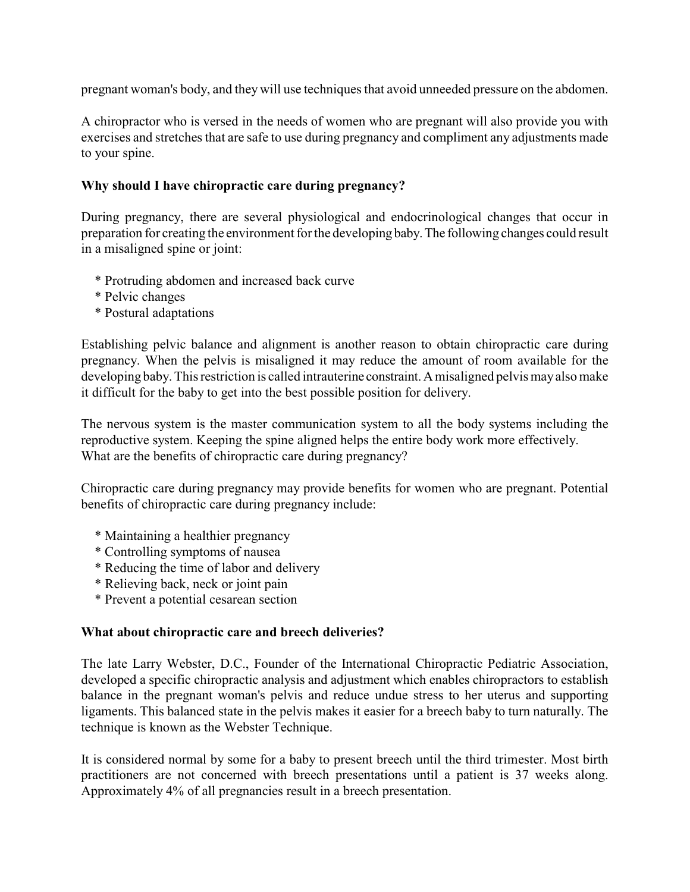pregnant woman's body, and they will use techniques that avoid unneeded pressure on the abdomen.

A chiropractor who is versed in the needs of women who are pregnant will also provide you with exercises and stretches that are safe to use during pregnancy and compliment any adjustments made to your spine.

**Why should I have chiropractic care during pregnancy?**

During pregnancy, there are several physiological and endocrinological changes that occur in preparation for creating the environment for the developing baby. The following changes could result in a misaligned spine or joint:

* Protruding abdomen and increased back curve
* Pelvic changes
* Postural adaptations

Establishing pelvic balance and alignment is another reason to obtain chiropractic care during pregnancy. When the pelvis is misaligned it may reduce the amount of room available for the developing baby. This restriction is called intrauterine constraint. A misaligned pelvis may also make it difficult for the baby to get into the best possible position for delivery.

The nervous system is the master communication system to all the body systems including the reproductive system. Keeping the spine aligned helps the entire body work more effectively.
What are the benefits of chiropractic care during pregnancy?

Chiropractic care during pregnancy may provide benefits for women who are pregnant. Potential benefits of chiropractic care during pregnancy include:

* Maintaining a healthier pregnancy
* Controlling symptoms of nausea
* Reducing the time of labor and delivery
* Relieving back, neck or joint pain
* Prevent a potential cesarean section

**What about chiropractic care and breech deliveries?**

The late Larry Webster, D.C., Founder of the International Chiropractic Pediatric Association, developed a specific chiropractic analysis and adjustment which enables chiropractors to establish balance in the pregnant woman's pelvis and reduce undue stress to her uterus and supporting ligaments. This balanced state in the pelvis makes it easier for a breech baby to turn naturally. The technique is known as the Webster Technique.

It is considered normal by some for a baby to present breech until the third trimester. Most birth practitioners are not concerned with breech presentations until a patient is 37 weeks along. Approximately 4% of all pregnancies result in a breech presentation.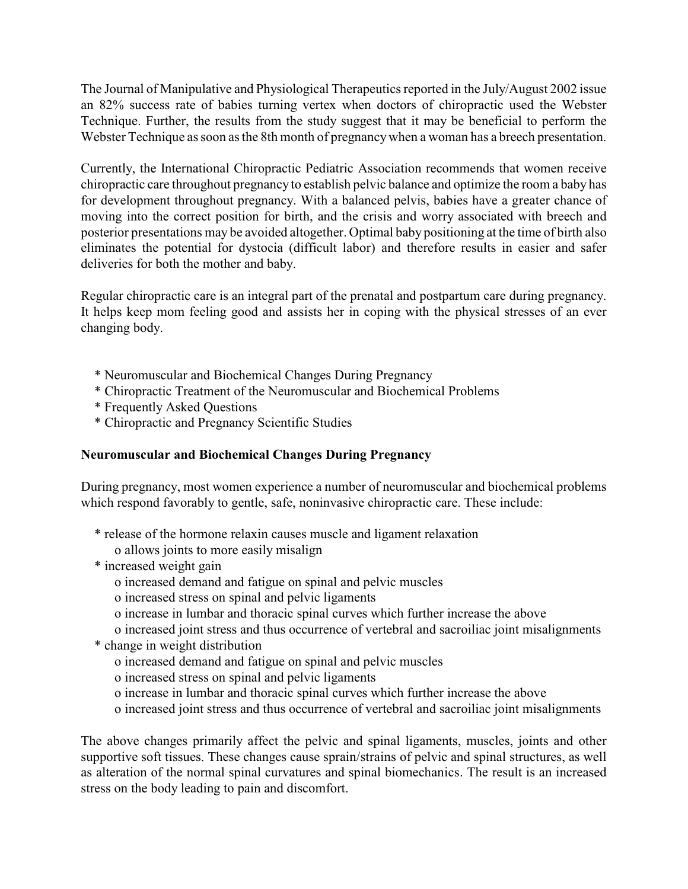The Journal of Manipulative and Physiological Therapeutics reported in the July/August 2002 issue an 82% success rate of babies turning vertex when doctors of chiropractic used the Webster Technique. Further, the results from the study suggest that it may be beneficial to perform the Webster Technique as soon as the 8th month of pregnancy when a woman has a breech presentation.

Currently, the International Chiropractic Pediatric Association recommends that women receive chiropractic care throughout pregnancy to establish pelvic balance and optimize the room a baby has for development throughout pregnancy. With a balanced pelvis, babies have a greater chance of moving into the correct position for birth, and the crisis and worry associated with breech and posterior presentations may be avoided altogether. Optimal baby positioning at the time of birth also eliminates the potential for dystocia (difficult labor) and therefore results in easier and safer deliveries for both the mother and baby.

Regular chiropractic care is an integral part of the prenatal and postpartum care during pregnancy. It helps keep mom feeling good and assists her in coping with the physical stresses of an ever changing body.

- Neuromuscular and Biochemical Changes During Pregnancy
- Chiropractic Treatment of the Neuromuscular and Biochemical Problems
- Frequently Asked Questions
- Chiropractic and Pregnancy Scientific Studies

**Neuromuscular and Biochemical Changes During Pregnancy**

During pregnancy, most women experience a number of neuromuscular and biochemical problems which respond favorably to gentle, safe, noninvasive chiropractic care. These include:

- release of the hormone relaxin causes muscle and ligament relaxation
  - allows joints to more easily misalign
- increased weight gain
  - increased demand and fatigue on spinal and pelvic muscles
  - increased stress on spinal and pelvic ligaments
  - increase in lumbar and thoracic spinal curves which further increase the above
  - increased joint stress and thus occurrence of vertebral and sacroiliac joint misalignments
- change in weight distribution
  - increased demand and fatigue on spinal and pelvic muscles
  - increased stress on spinal and pelvic ligaments
  - increase in lumbar and thoracic spinal curves which further increase the above
  - increased joint stress and thus occurrence of vertebral and sacroiliac joint misalignments

The above changes primarily affect the pelvic and spinal ligaments, muscles, joints and other supportive soft tissues. These changes cause sprain/strains of pelvic and spinal structures, as well as alteration of the normal spinal curvatures and spinal biomechanics. The result is an increased stress on the body leading to pain and discomfort.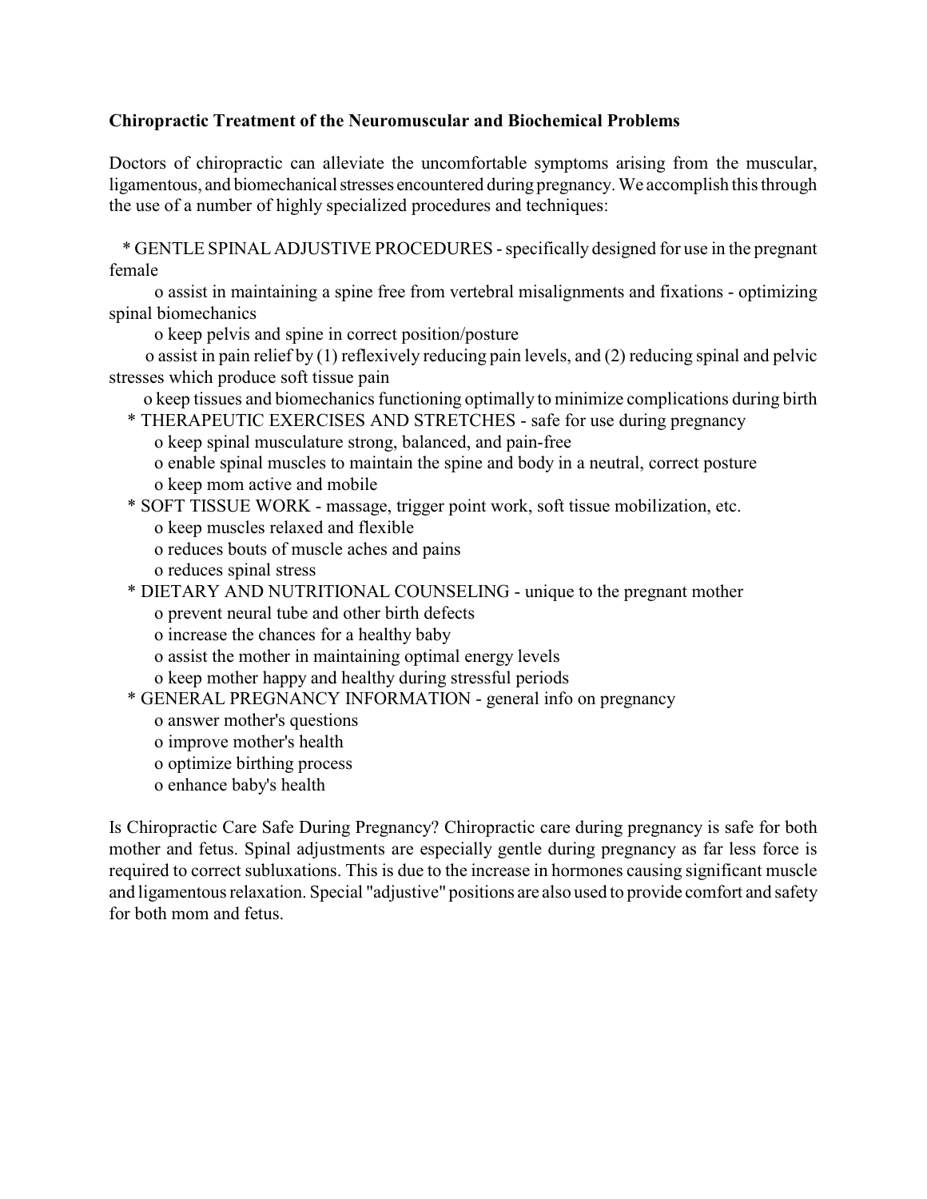**Chiropractic Treatment of the Neuromuscular and Biochemical Problems**

Doctors of chiropractic can alleviate the uncomfortable symptoms arising from the muscular, ligamentous, and biomechanical stresses encountered during pregnancy. We accomplish this through the use of a number of highly specialized procedures and techniques:

* GENTLE SPINAL ADJUSTIVE PROCEDURES - specifically designed for use in the pregnant female
    - o assist in maintaining a spine free from vertebral misalignments and fixations - optimizing spinal biomechanics
    - o keep pelvis and spine in correct position/posture
    - o assist in pain relief by (1) reflexively reducing pain levels, and (2) reducing spinal and pelvic stresses which produce soft tissue pain
    - o keep tissues and biomechanics functioning optimally to minimize complications during birth
* THERAPEUTIC EXERCISES AND STRETCHES - safe for use during pregnancy
    - o keep spinal musculature strong, balanced, and pain-free
    - o enable spinal muscles to maintain the spine and body in a neutral, correct posture
    - o keep mom active and mobile
* SOFT TISSUE WORK - massage, trigger point work, soft tissue mobilization, etc.
    - o keep muscles relaxed and flexible
    - o reduces bouts of muscle aches and pains
    - o reduces spinal stress
* DIETARY AND NUTRITIONAL COUNSELING - unique to the pregnant mother
    - o prevent neural tube and other birth defects
    - o increase the chances for a healthy baby
    - o assist the mother in maintaining optimal energy levels
    - o keep mother happy and healthy during stressful periods
* GENERAL PREGNANCY INFORMATION - general info on pregnancy
    - o answer mother's questions
    - o improve mother's health
    - o optimize birthing process
    - o enhance baby's health

Is Chiropractic Care Safe During Pregnancy? Chiropractic care during pregnancy is safe for both mother and fetus. Spinal adjustments are especially gentle during pregnancy as far less force is required to correct subluxations. This is due to the increase in hormones causing significant muscle and ligamentous relaxation. Special "adjustive" positions are also used to provide comfort and safety for both mom and fetus.